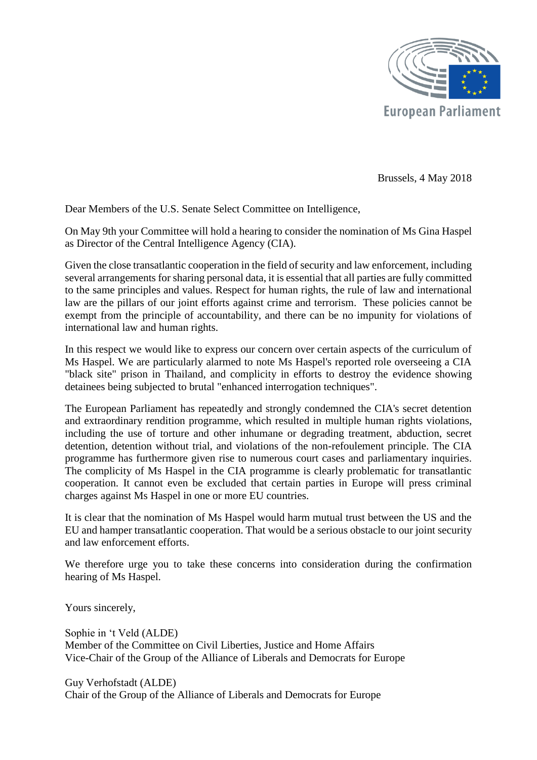European Parliament

Brussels, 4 May 2018

Dear Members of the U.S. Senate Select Committee on Intelligence,

On May 9th your Committee will hold a hearing to consider the nomination of Ms Gina Haspel as Director of the Central Intelligence Agency (CIA).

Given the close transatlantic cooperation in the field of security and law enforcement, including several arrangements for sharing personal data, it is essential that all parties are fully committed to the same principles and values. Respect for human rights, the rule of law and international law are the pillars of our joint efforts against crime and terrorism. These policies cannot be exempt from the principle of accountability, and there can be no impunity for violations of international law and human rights.

In this respect we would like to express our concern over certain aspects of the curriculum of Ms Haspel. We are particularly alarmed to note Ms Haspel's reported role overseeing a CIA "black site" prison in Thailand, and complicity in efforts to destroy the evidence showing detainees being subjected to brutal "enhanced interrogation techniques".

The European Parliament has repeatedly and strongly condemned the CIA's secret detention and extraordinary rendition programme, which resulted in multiple human rights violations, including the use of torture and other inhumane or degrading treatment, abduction, secret detention, detention without trial, and violations of the non-refoulement principle. The CIA programme has furthermore given rise to numerous court cases and parliamentary inquiries. The complicity of Ms Haspel in the CIA programme is clearly problematic for transatlantic cooperation. It cannot even be excluded that certain parties in Europe will press criminal charges against Ms Haspel in one or more EU countries.

It is clear that the nomination of Ms Haspel would harm mutual trust between the US and the EU and hamper transatlantic cooperation. That would be a serious obstacle to our joint security and law enforcement efforts.

We therefore urge you to take these concerns into consideration during the confirmation hearing of Ms Haspel.

Yours sincerely,

Sophie in 't Veld (ALDE)
Member of the Committee on Civil Liberties, Justice and Home Affairs
Vice-Chair of the Group of the Alliance of Liberals and Democrats for Europe

Guy Verhofstadt (ALDE)
Chair of the Group of the Alliance of Liberals and Democrats for Europe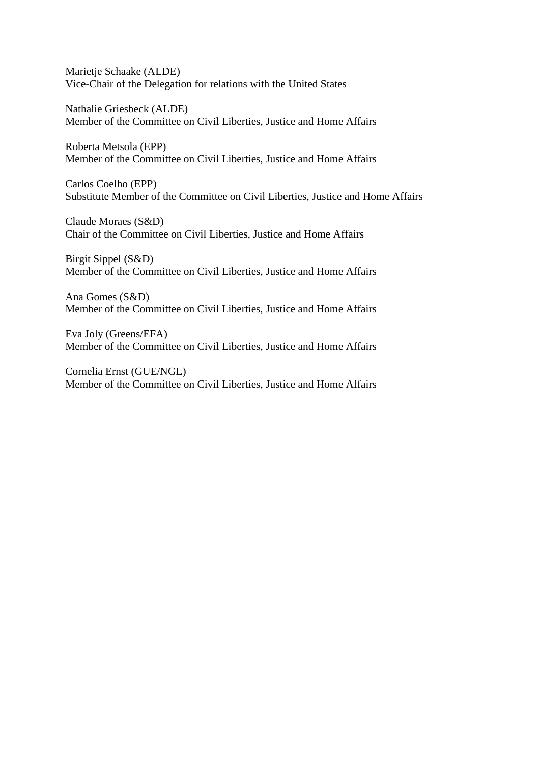Marietje Schaake (ALDE)
Vice-Chair of the Delegation for relations with the United States

Nathalie Griesbeck (ALDE)
Member of the Committee on Civil Liberties, Justice and Home Affairs

Roberta Metsola (EPP)
Member of the Committee on Civil Liberties, Justice and Home Affairs

Carlos Coelho (EPP)
Substitute Member of the Committee on Civil Liberties, Justice and Home Affairs

Claude Moraes (S&D)
Chair of the Committee on Civil Liberties, Justice and Home Affairs

Birgit Sippel (S&D)
Member of the Committee on Civil Liberties, Justice and Home Affairs

Ana Gomes (S&D)
Member of the Committee on Civil Liberties, Justice and Home Affairs

Eva Joly (Greens/EFA)
Member of the Committee on Civil Liberties, Justice and Home Affairs

Cornelia Ernst (GUE/NGL)
Member of the Committee on Civil Liberties, Justice and Home Affairs